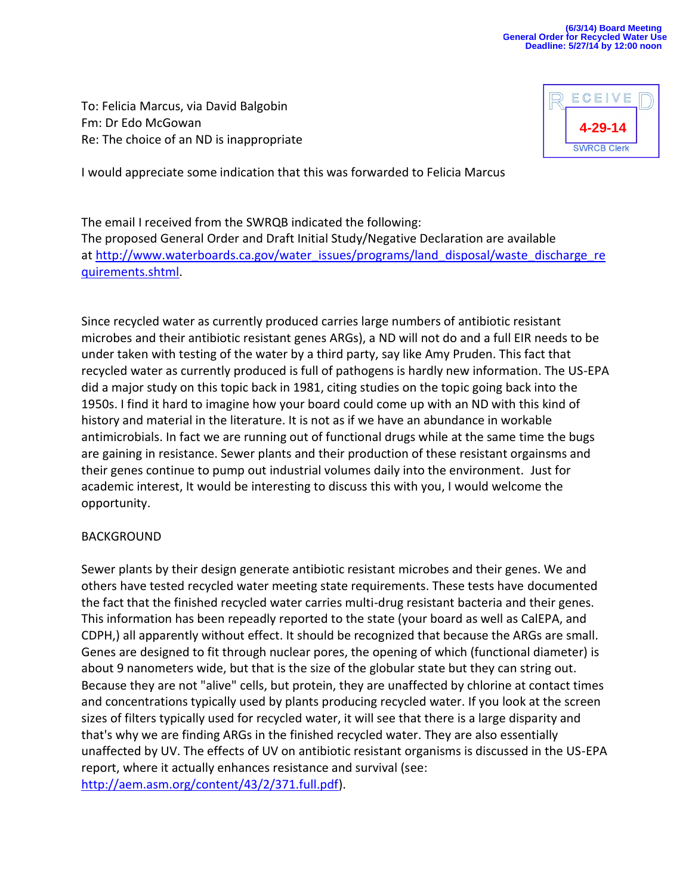(6/3/14) Board Meeting
General Order for Recycled Water Use
Deadline: 5/27/14 by 12:00 noon

RECEIVED
4-29-14
SWRCB Clerk

To: Felicia Marcus, via David Balgobin
Fm: Dr Edo McGowan
Re: The choice of an ND is inappropriate

I would appreciate some indication that this was forwarded to Felicia Marcus

The email I received from the SWRQB indicated the following:
The proposed General Order and Draft Initial Study/Negative Declaration are available at [http://www.waterboards.ca.gov/water_issues/programs/land_disposal/waste_discharge_requirements.shtml](http://www.waterboards.ca.gov/water_issues/programs/land_disposal/waste_discharge_requirements.shtml).

Since recycled water as currently produced carries large numbers of antibiotic resistant microbes and their antibiotic resistant genes ARGs), a ND will not do and a full EIR needs to be under taken with testing of the water by a third party, say like Amy Pruden. This fact that recycled water as currently produced is full of pathogens is hardly new information. The US-EPA did a major study on this topic back in 1981, citing studies on the topic going back into the 1950s. I find it hard to imagine how your board could come up with an ND with this kind of history and material in the literature. It is not as if we have an abundance in workable antimicrobials. In fact we are running out of functional drugs while at the same time the bugs are gaining in resistance. Sewer plants and their production of these resistant orgainsms and their genes continue to pump out industrial volumes daily into the environment. Just for academic interest, It would be interesting to discuss this with you, I would welcome the opportunity.

BACKGROUND

Sewer plants by their design generate antibiotic resistant microbes and their genes. We and others have tested recycled water meeting state requirements. These tests have documented the fact that the finished recycled water carries multi-drug resistant bacteria and their genes. This information has been repeadly reported to the state (your board as well as CalEPA, and CDPH,) all apparently without effect. It should be recognized that because the ARGs are small. Genes are designed to fit through nuclear pores, the opening of which (functional diameter) is about 9 nanometers wide, but that is the size of the globular state but they can string out. Because they are not "alive" cells, but protein, they are unaffected by chlorine at contact times and concentrations typically used by plants producing recycled water. If you look at the screen sizes of filters typically used for recycled water, it will see that there is a large disparity and that's why we are finding ARGs in the finished recycled water. They are also essentially unaffected by UV. The effects of UV on antibiotic resistant organisms is discussed in the US-EPA report, where it actually enhances resistance and survival (see: [http://aem.asm.org/content/43/2/371.full.pdf](http://aem.asm.org/content/43/2/371.full.pdf)).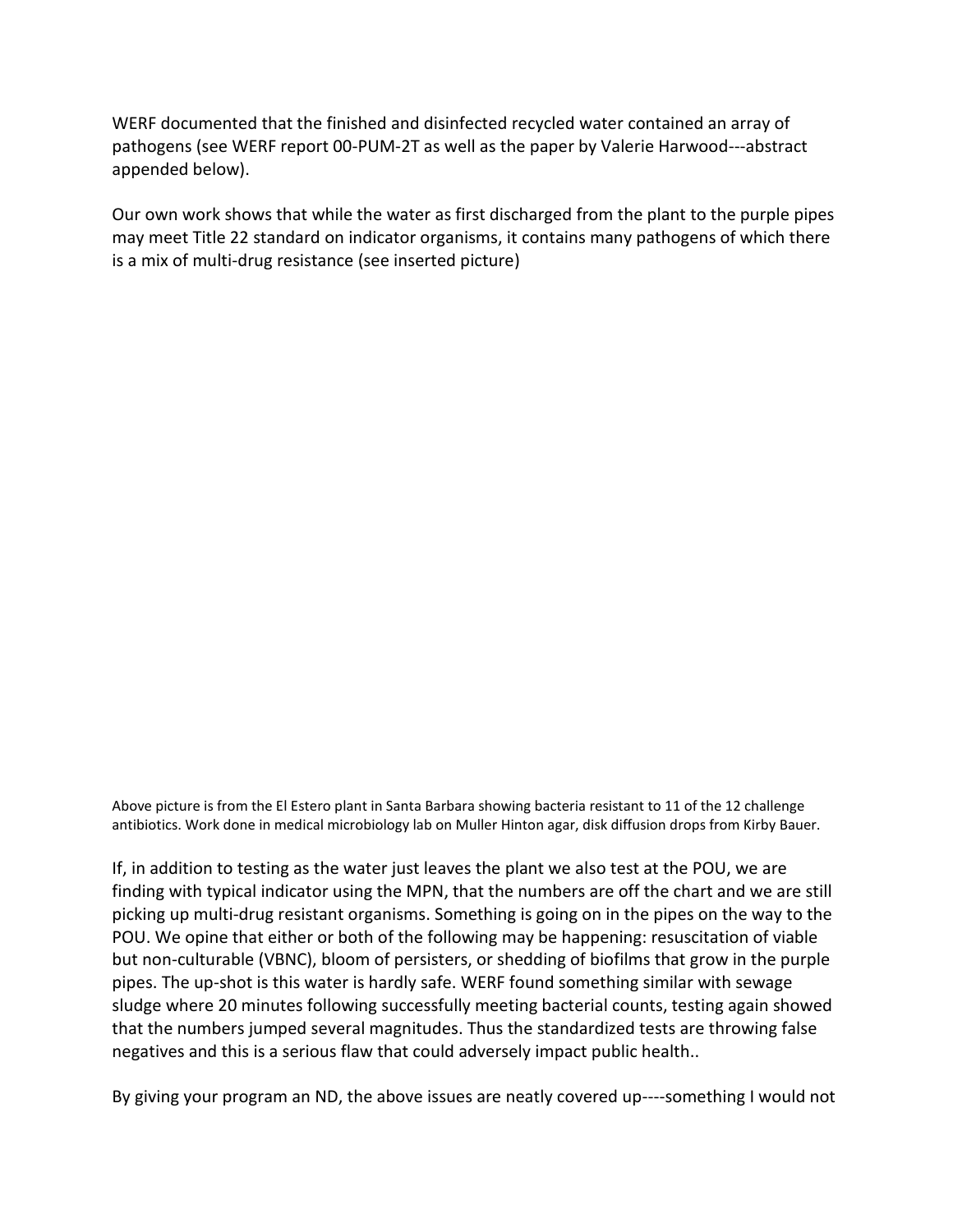WERF documented that the finished and disinfected recycled water contained an array of pathogens (see WERF report 00-PUM-2T as well as the paper by Valerie Harwood---abstract appended below).

Our own work shows that while the water as first discharged from the plant to the purple pipes may meet Title 22 standard on indicator organisms, it contains many pathogens of which there is a mix of multi-drug resistance (see inserted picture)

Above picture is from the El Estero plant in Santa Barbara showing bacteria resistant to 11 of the 12 challenge antibiotics. Work done in medical microbiology lab on Muller Hinton agar, disk diffusion drops from Kirby Bauer.

If, in addition to testing as the water just leaves the plant we also test at the POU, we are finding with typical indicator using the MPN, that the numbers are off the chart and we are still picking up multi-drug resistant organisms. Something is going on in the pipes on the way to the POU. We opine that either or both of the following may be happening: resuscitation of viable but non-culturable (VBNC), bloom of persisters, or shedding of biofilms that grow in the purple pipes. The up-shot is this water is hardly safe. WERF found something similar with sewage sludge where 20 minutes following successfully meeting bacterial counts, testing again showed that the numbers jumped several magnitudes. Thus the standardized tests are throwing false negatives and this is a serious flaw that could adversely impact public health..

By giving your program an ND, the above issues are neatly covered up----something I would not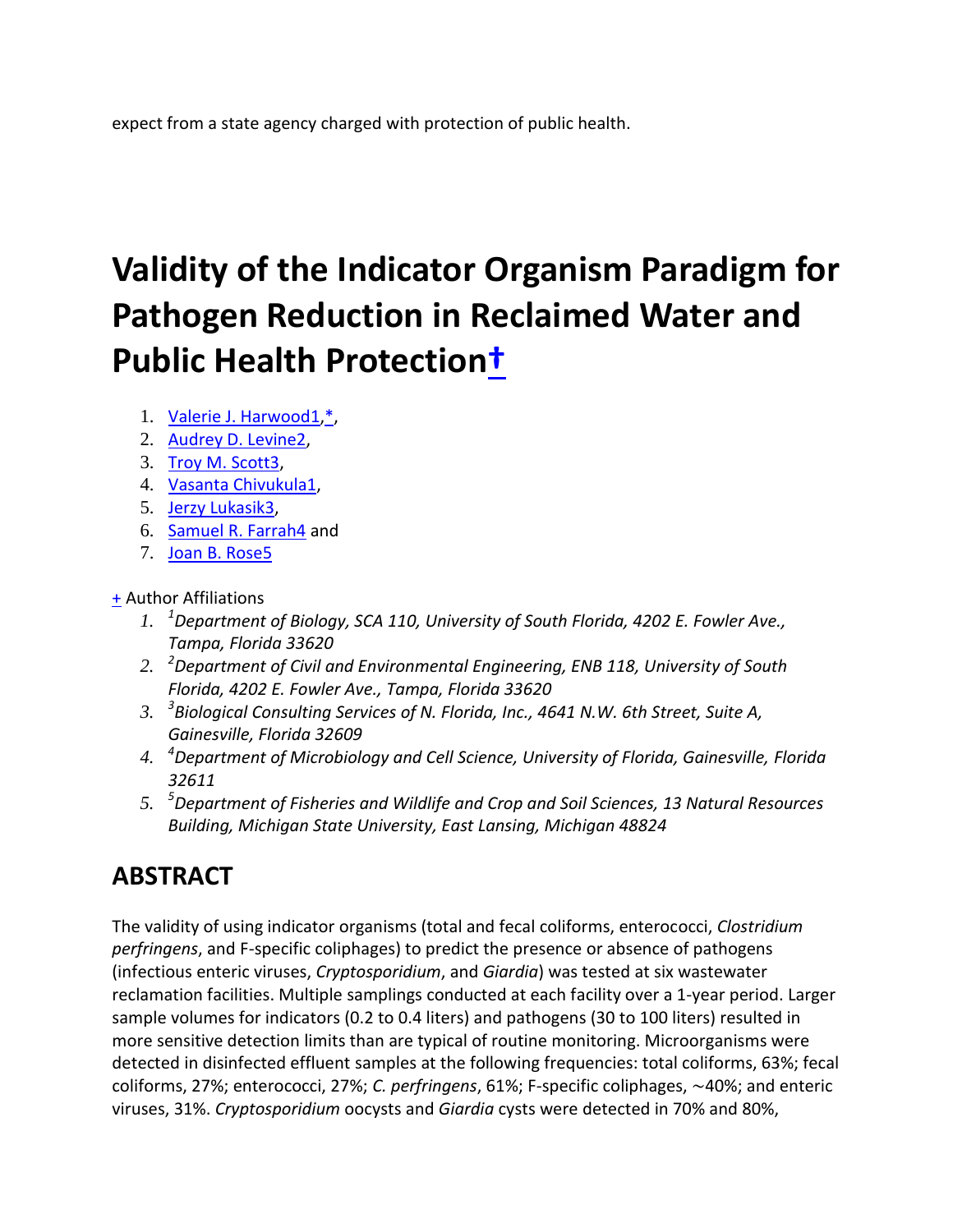expect from a state agency charged with protection of public health.

# Validity of the Indicator Organism Paradigm for Pathogen Reduction in Reclaimed Water and Public Health Protection†

1. Valerie J. Harwood[1],*,
2. Audrey D. Levine[2],
3. Troy M. Scott[3],
4. Vasanta Chivukula[1],
5. Jerzy Lukasik[3],
6. Samuel R. Farrah[4] and
7. Joan B. Rose[5]

+ Author Affiliations

1. [1]*Department of Biology, SCA 110, University of South Florida, 4202 E. Fowler Ave., Tampa, Florida 33620*
2. [2]*Department of Civil and Environmental Engineering, ENB 118, University of South Florida, 4202 E. Fowler Ave., Tampa, Florida 33620*
3. [3]*Biological Consulting Services of N. Florida, Inc., 4641 N.W. 6th Street, Suite A, Gainesville, Florida 32609*
4. [4]*Department of Microbiology and Cell Science, University of Florida, Gainesville, Florida 32611*
5. [5]*Department of Fisheries and Wildlife and Crop and Soil Sciences, 13 Natural Resources Building, Michigan State University, East Lansing, Michigan 48824*

## ABSTRACT

The validity of using indicator organisms (total and fecal coliforms, enterococci, *Clostridium perfringens*, and F-specific coliphages) to predict the presence or absence of pathogens (infectious enteric viruses, *Cryptosporidium*, and *Giardia*) was tested at six wastewater reclamation facilities. Multiple samplings conducted at each facility over a 1-year period. Larger sample volumes for indicators (0.2 to 0.4 liters) and pathogens (30 to 100 liters) resulted in more sensitive detection limits than are typical of routine monitoring. Microorganisms were detected in disinfected effluent samples at the following frequencies: total coliforms, 63%; fecal coliforms, 27%; enterococci, 27%; *C. perfringens*, 61%; F-specific coliphages, ~40%; and enteric viruses, 31%. *Cryptosporidium* oocysts and *Giardia* cysts were detected in 70% and 80%,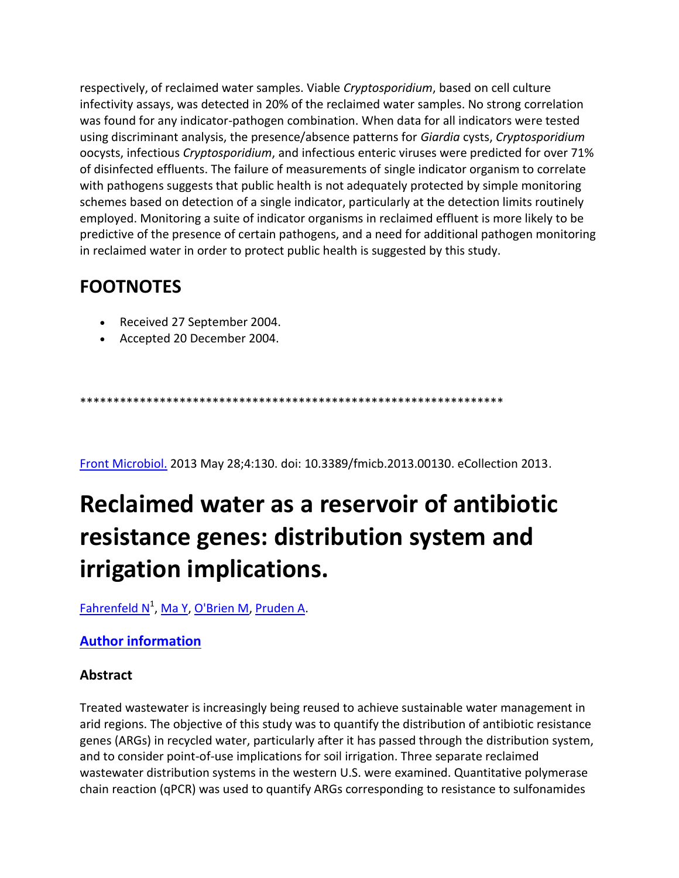respectively, of reclaimed water samples. Viable *Cryptosporidium*, based on cell culture infectivity assays, was detected in 20% of the reclaimed water samples. No strong correlation was found for any indicator-pathogen combination. When data for all indicators were tested using discriminant analysis, the presence/absence patterns for *Giardia* cysts, *Cryptosporidium* oocysts, infectious *Cryptosporidium*, and infectious enteric viruses were predicted for over 71% of disinfected effluents. The failure of measurements of single indicator organism to correlate with pathogens suggests that public health is not adequately protected by simple monitoring schemes based on detection of a single indicator, particularly at the detection limits routinely employed. Monitoring a suite of indicator organisms in reclaimed effluent is more likely to be predictive of the presence of certain pathogens, and a need for additional pathogen monitoring in reclaimed water in order to protect public health is suggested by this study.

## FOOTNOTES

- Received 27 September 2004.
- Accepted 20 December 2004.

*****************************************************************

Front Microbiol. 2013 May 28;4:130. doi: 10.3389/fmicb.2013.00130. eCollection 2013.

# Reclaimed water as a reservoir of antibiotic resistance genes: distribution system and irrigation implications.

Fahrenfeld N[1], Ma Y, O'Brien M, Pruden A.

### Author information

### Abstract

Treated wastewater is increasingly being reused to achieve sustainable water management in arid regions. The objective of this study was to quantify the distribution of antibiotic resistance genes (ARGs) in recycled water, particularly after it has passed through the distribution system, and to consider point-of-use implications for soil irrigation. Three separate reclaimed wastewater distribution systems in the western U.S. were examined. Quantitative polymerase chain reaction (qPCR) was used to quantify ARGs corresponding to resistance to sulfonamides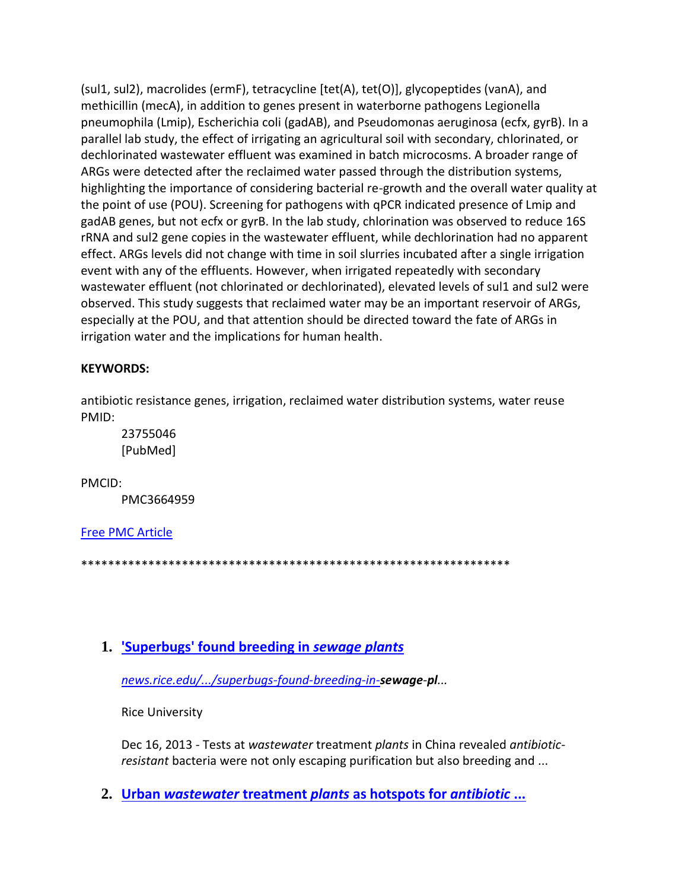(sul1, sul2), macrolides (ermF), tetracycline [tet(A), tet(O)], glycopeptides (vanA), and methicillin (mecA), in addition to genes present in waterborne pathogens Legionella pneumophila (Lmip), Escherichia coli (gadAB), and Pseudomonas aeruginosa (ecfx, gyrB). In a parallel lab study, the effect of irrigating an agricultural soil with secondary, chlorinated, or dechlorinated wastewater effluent was examined in batch microcosms. A broader range of ARGs were detected after the reclaimed water passed through the distribution systems, highlighting the importance of considering bacterial re-growth and the overall water quality at the point of use (POU). Screening for pathogens with qPCR indicated presence of Lmip and gadAB genes, but not ecfx or gyrB. In the lab study, chlorination was observed to reduce 16S rRNA and sul2 gene copies in the wastewater effluent, while dechlorination had no apparent effect. ARGs levels did not change with time in soil slurries incubated after a single irrigation event with any of the effluents. However, when irrigated repeatedly with secondary wastewater effluent (not chlorinated or dechlorinated), elevated levels of sul1 and sul2 were observed. This study suggests that reclaimed water may be an important reservoir of ARGs, especially at the POU, and that attention should be directed toward the fate of ARGs in irrigation water and the implications for human health.

**KEYWORDS:**

antibiotic resistance genes, irrigation, reclaimed water distribution systems, water reuse

PMID:

23755046
[PubMed]

PMCID:

PMC3664959

Free PMC Article

*****************************************************************

1. **'Superbugs' found breeding in *sewage plants***

   *news.rice.edu/.../superbugs-found-breeding-in-**sewage-pl**...*

   Rice University

   Dec 16, 2013 - Tests at *wastewater* treatment *plants* in China revealed *antibiotic-resistant* bacteria were not only escaping purification but also breeding and ...

2. **Urban *wastewater* treatment *plants* as hotspots for *antibiotic* ...**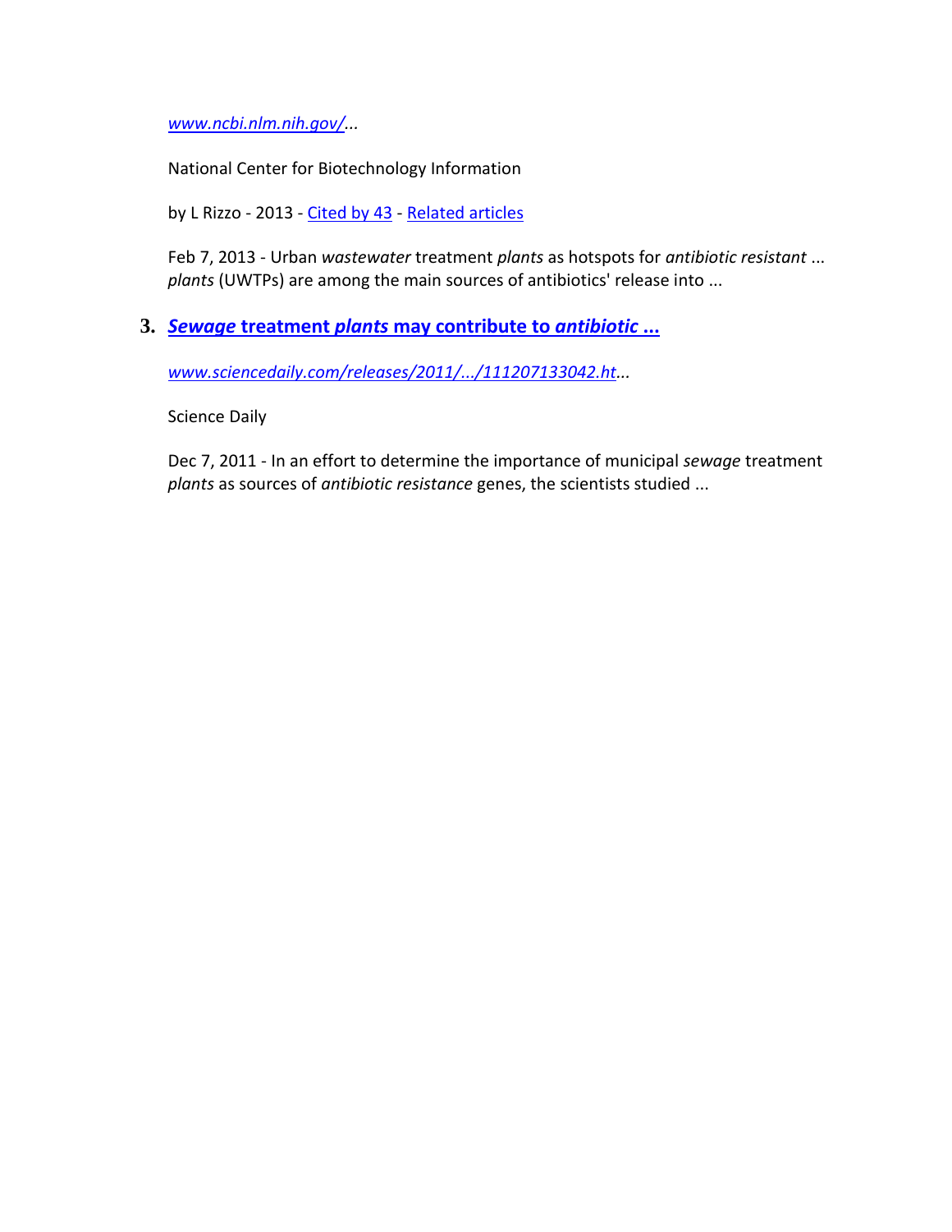*www.ncbi.nlm.nih.gov/...*

National Center for Biotechnology Information

by L Rizzo - 2013 - Cited by 43 - Related articles

Feb 7, 2013 - Urban *wastewater* treatment *plants* as hotspots for *antibiotic resistant* ... *plants* (UWTPs) are among the main sources of antibiotics' release into ...

3. **[*Sewage* treatment *plants* may contribute to *antibiotic* ...]**

   *www.sciencedaily.com/releases/2011/.../111207133042.ht...*

   Science Daily

   Dec 7, 2011 - In an effort to determine the importance of municipal *sewage* treatment *plants* as sources of *antibiotic resistance* genes, the scientists studied ...